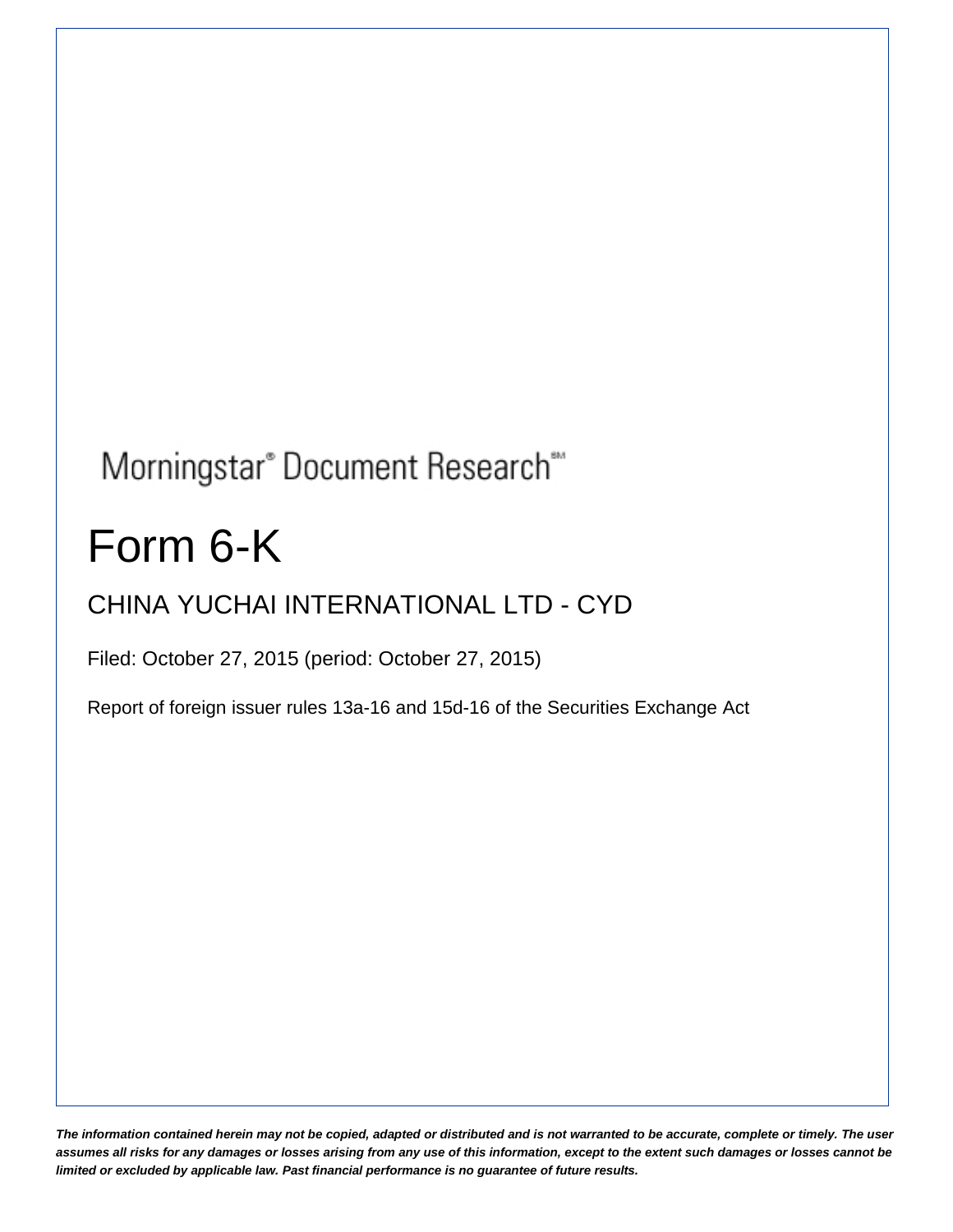Morningstar® Document Research℠

# Form 6-K

## CHINA YUCHAI INTERNATIONAL LTD - CYD

Filed: October 27, 2015 (period: October 27, 2015)

Report of foreign issuer rules 13a-16 and 15d-16 of the Securities Exchange Act

***The information contained herein may not be copied, adapted or distributed and is not warranted to be accurate, complete or timely. The user assumes all risks for any damages or losses arising from any use of this information, except to the extent such damages or losses cannot be limited or excluded by applicable law. Past financial performance is no guarantee of future results.***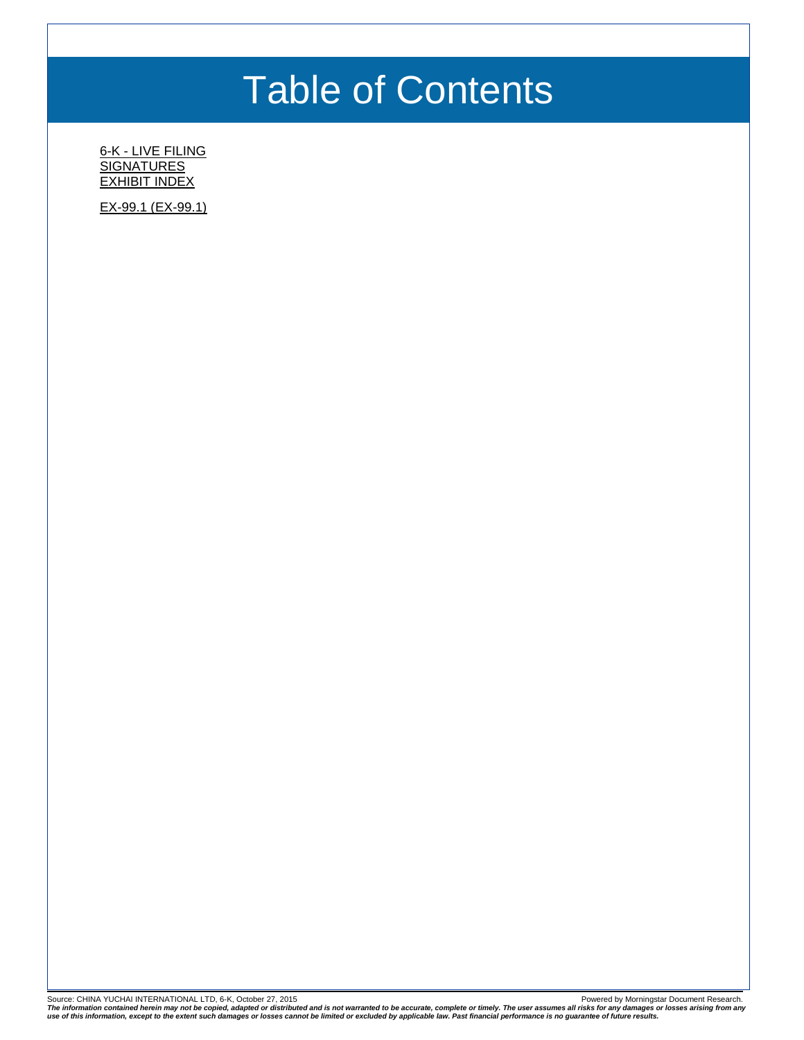# Table of Contents

6-K - LIVE FILING
SIGNATURES
EXHIBIT INDEX

EX-99.1 (EX-99.1)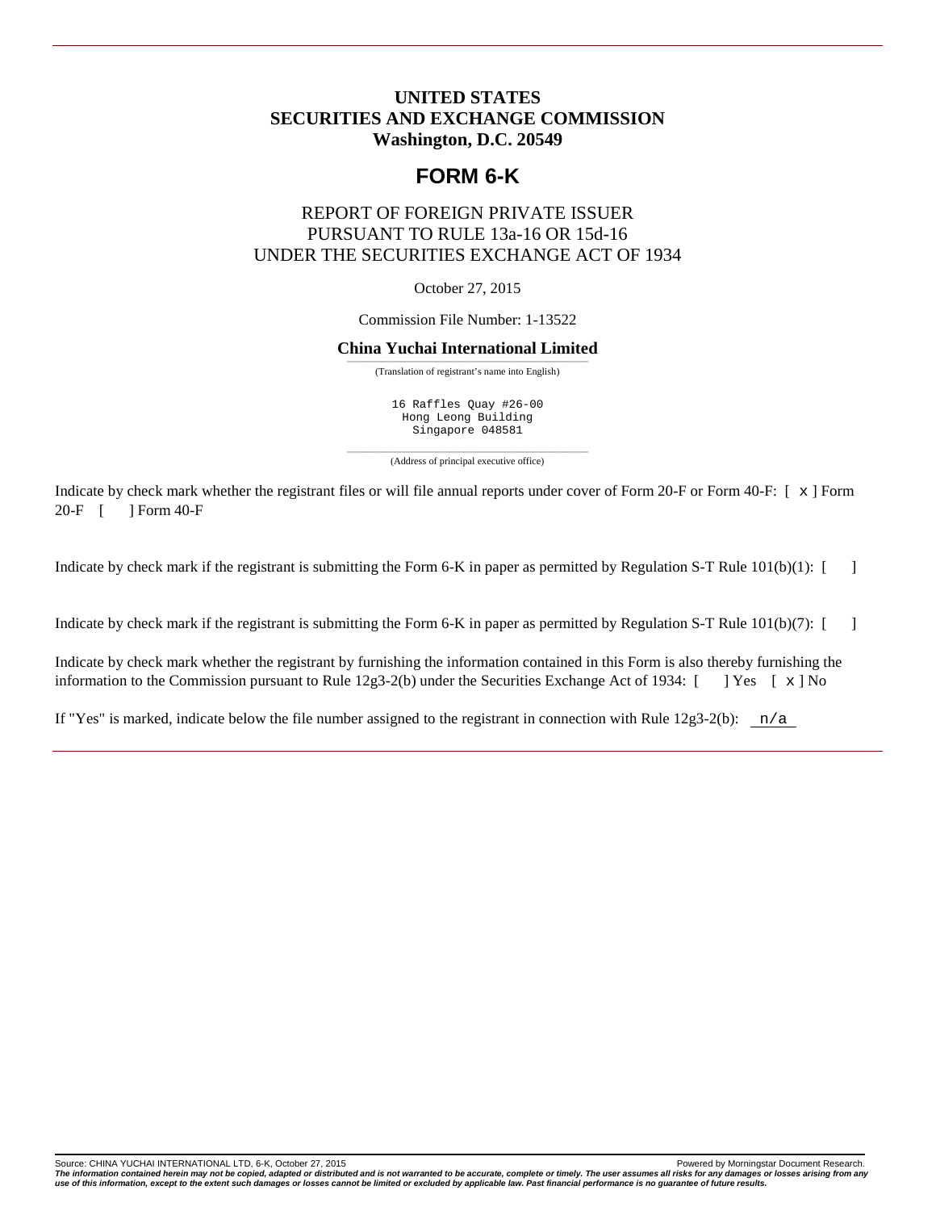# UNITED STATES
# SECURITIES AND EXCHANGE COMMISSION
**Washington, D.C. 20549**

## FORM 6-K

REPORT OF FOREIGN PRIVATE ISSUER
PURSUANT TO RULE 13a-16 OR 15d-16
UNDER THE SECURITIES EXCHANGE ACT OF 1934

October 27, 2015

Commission File Number: 1-13522

**China Yuchai International Limited**

(Translation of registrant's name into English)

16 Raffles Quay #26-00
Hong Leong Building
Singapore 048581

(Address of principal executive office)

Indicate by check mark whether the registrant files or will file annual reports under cover of Form 20-F or Form 40-F: [ x ] Form 20-F [ ] Form 40-F

Indicate by check mark if the registrant is submitting the Form 6-K in paper as permitted by Regulation S-T Rule 101(b)(1): [ ]

Indicate by check mark if the registrant is submitting the Form 6-K in paper as permitted by Regulation S-T Rule 101(b)(7): [ ]

Indicate by check mark whether the registrant by furnishing the information contained in this Form is also thereby furnishing the information to the Commission pursuant to Rule 12g3-2(b) under the Securities Exchange Act of 1934: [ ] Yes [ x ] No

If "Yes" is marked, indicate below the file number assigned to the registrant in connection with Rule 12g3-2(b): n/a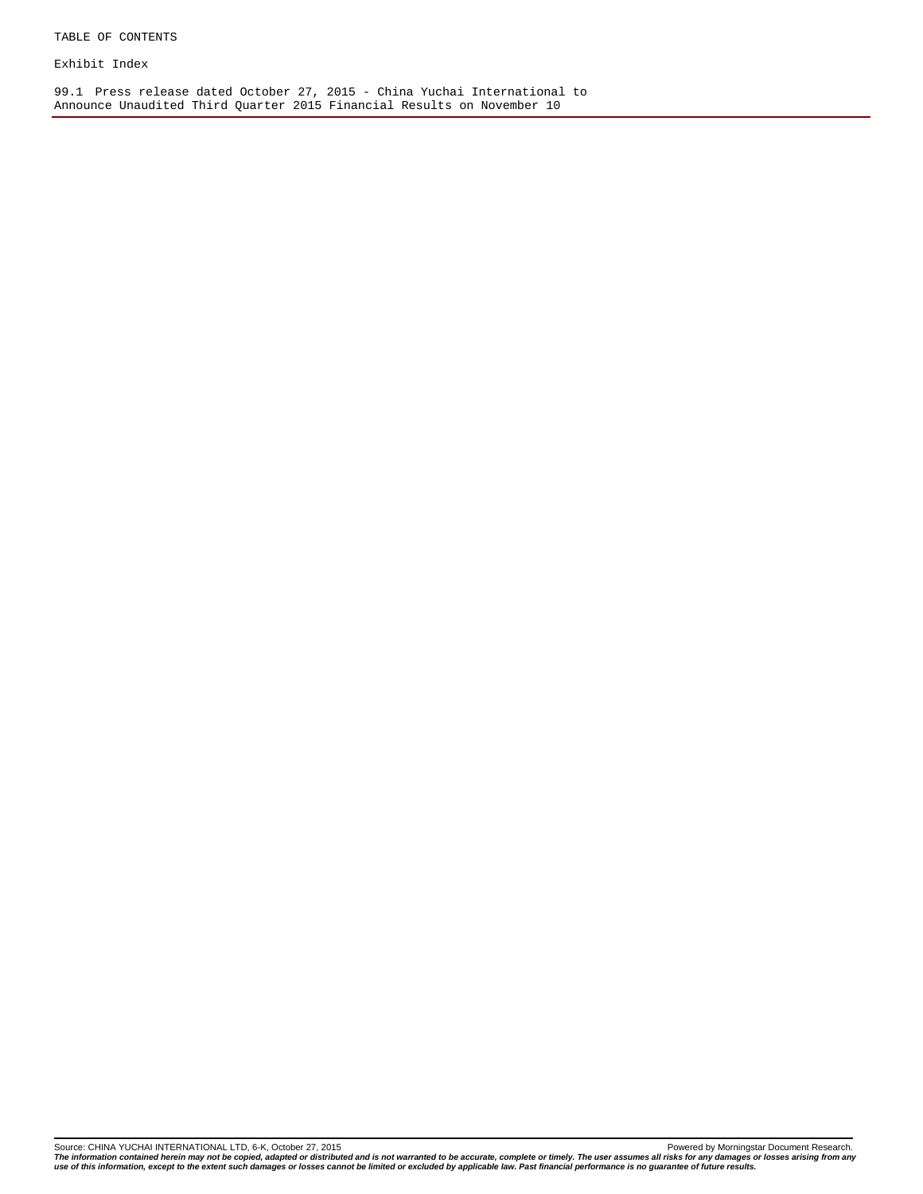TABLE OF CONTENTS

Exhibit Index

99.1 Press release dated October 27, 2015 - China Yuchai International to Announce Unaudited Third Quarter 2015 Financial Results on November 10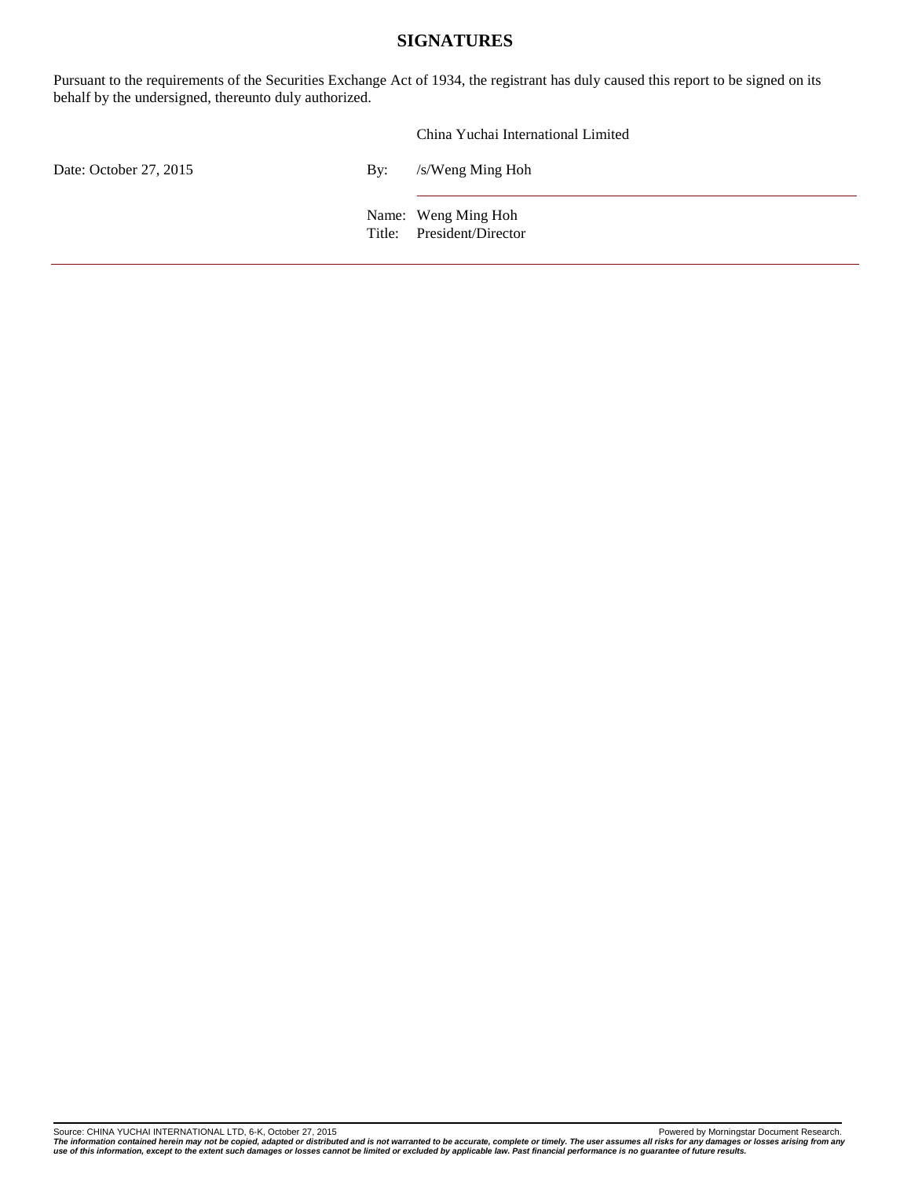## SIGNATURES

Pursuant to the requirements of the Securities Exchange Act of 1934, the registrant has duly caused this report to be signed on its behalf by the undersigned, thereunto duly authorized.

| | | |
|---|---|---|
| | | China Yuchai International Limited |
| Date: October 27, 2015 | By: | /s/Weng Ming Hoh |
| | Name: | Weng Ming Hoh |
| | Title: | President/Director |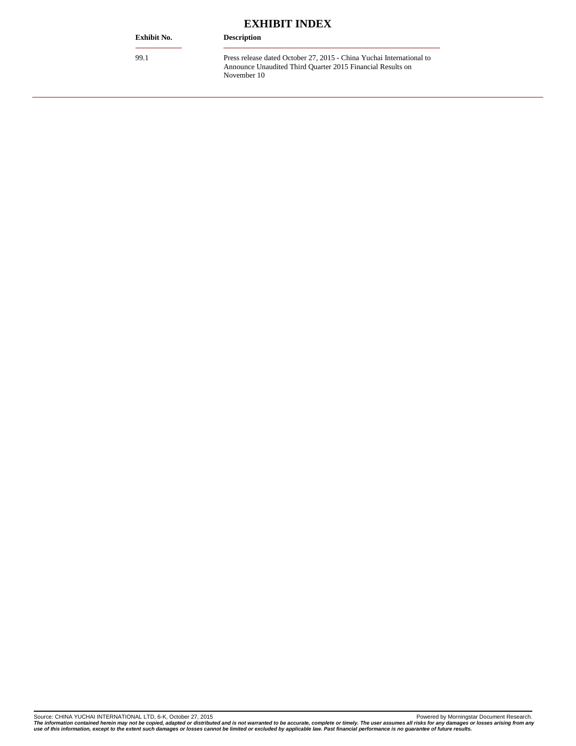# EXHIBIT INDEX

| Exhibit No. | Description |
|---|---|
| 99.1 | Press release dated October 27, 2015 - China Yuchai International to Announce Unaudited Third Quarter 2015 Financial Results on November 10 |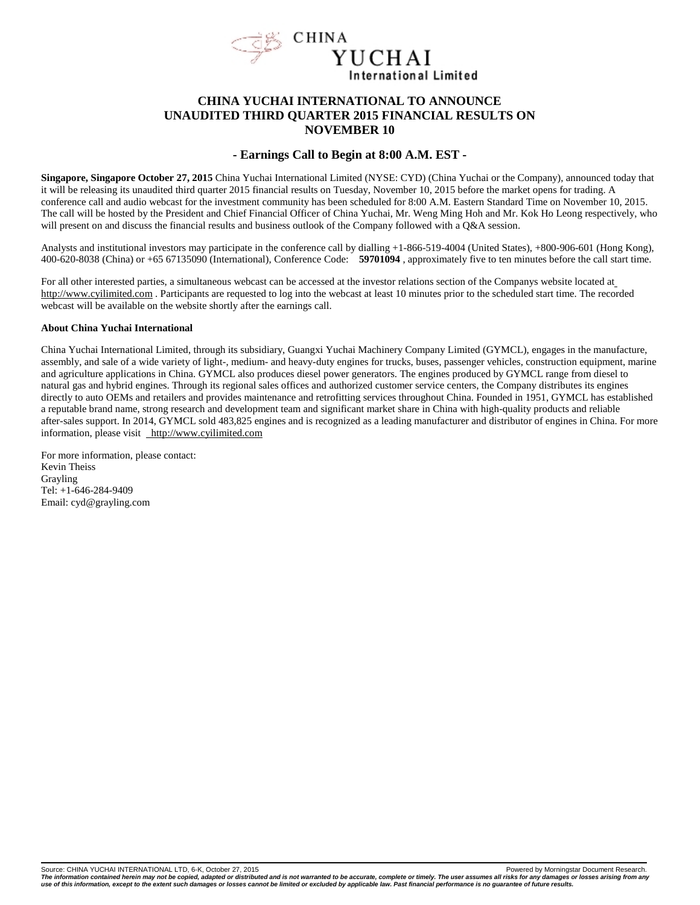CHINA YUCHAI International Limited

## CHINA YUCHAI INTERNATIONAL TO ANNOUNCE UNAUDITED THIRD QUARTER 2015 FINANCIAL RESULTS ON NOVEMBER 10

### - Earnings Call to Begin at 8:00 A.M. EST -

**Singapore, Singapore October 27, 2015** China Yuchai International Limited (NYSE: CYD) (China Yuchai or the Company), announced today that it will be releasing its unaudited third quarter 2015 financial results on Tuesday, November 10, 2015 before the market opens for trading. A conference call and audio webcast for the investment community has been scheduled for 8:00 A.M. Eastern Standard Time on November 10, 2015. The call will be hosted by the President and Chief Financial Officer of China Yuchai, Mr. Weng Ming Hoh and Mr. Kok Ho Leong respectively, who will present on and discuss the financial results and business outlook of the Company followed with a Q&A session.

Analysts and institutional investors may participate in the conference call by dialling +1-866-519-4004 (United States), +800-906-601 (Hong Kong), 400-620-8038 (China) or +65 67135090 (International), Conference Code: **59701094** , approximately five to ten minutes before the call start time.

For all other interested parties, a simultaneous webcast can be accessed at the investor relations section of the Companys website located at http://www.cyilimited.com . Participants are requested to log into the webcast at least 10 minutes prior to the scheduled start time. The recorded webcast will be available on the website shortly after the earnings call.

**About China Yuchai International**

China Yuchai International Limited, through its subsidiary, Guangxi Yuchai Machinery Company Limited (GYMCL), engages in the manufacture, assembly, and sale of a wide variety of light-, medium- and heavy-duty engines for trucks, buses, passenger vehicles, construction equipment, marine and agriculture applications in China. GYMCL also produces diesel power generators. The engines produced by GYMCL range from diesel to natural gas and hybrid engines. Through its regional sales offices and authorized customer service centers, the Company distributes its engines directly to auto OEMs and retailers and provides maintenance and retrofitting services throughout China. Founded in 1951, GYMCL has established a reputable brand name, strong research and development team and significant market share in China with high-quality products and reliable after-sales support. In 2014, GYMCL sold 483,825 engines and is recognized as a leading manufacturer and distributor of engines in China. For more information, please visit http://www.cyilimited.com

For more information, please contact:
Kevin Theiss
Grayling
Tel: +1-646-284-9409
Email: cyd@grayling.com